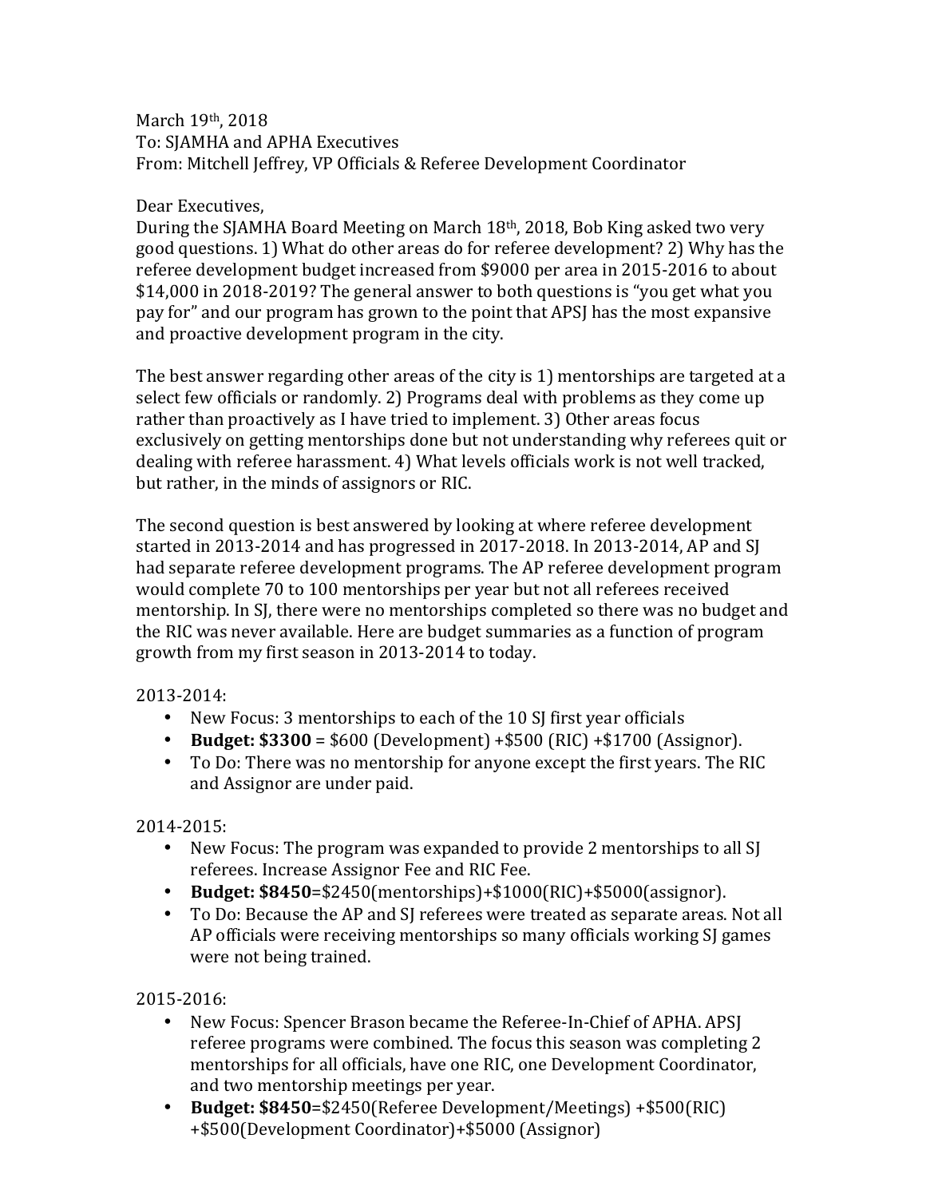March 19th, 2018
To: SJAMHA and APHA Executives
From: Mitchell Jeffrey, VP Officials & Referee Development Coordinator

Dear Executives,
During the SJAMHA Board Meeting on March 18th, 2018, Bob King asked two very good questions. 1) What do other areas do for referee development? 2) Why has the referee development budget increased from $9000 per area in 2015-2016 to about $14,000 in 2018-2019? The general answer to both questions is "you get what you pay for" and our program has grown to the point that APSJ has the most expansive and proactive development program in the city.

The best answer regarding other areas of the city is 1) mentorships are targeted at a select few officials or randomly. 2) Programs deal with problems as they come up rather than proactively as I have tried to implement. 3) Other areas focus exclusively on getting mentorships done but not understanding why referees quit or dealing with referee harassment. 4) What levels officials work is not well tracked, but rather, in the minds of assignors or RIC.

The second question is best answered by looking at where referee development started in 2013-2014 and has progressed in 2017-2018. In 2013-2014, AP and SJ had separate referee development programs. The AP referee development program would complete 70 to 100 mentorships per year but not all referees received mentorship. In SJ, there were no mentorships completed so there was no budget and the RIC was never available. Here are budget summaries as a function of program growth from my first season in 2013-2014 to today.

2013-2014:

- New Focus: 3 mentorships to each of the 10 SJ first year officials
- **Budget: $3300** = $600 (Development) +$500 (RIC) +$1700 (Assignor).
- To Do: There was no mentorship for anyone except the first years. The RIC and Assignor are under paid.

2014-2015:

- New Focus: The program was expanded to provide 2 mentorships to all SJ referees. Increase Assignor Fee and RIC Fee.
- **Budget: $8450**=$2450(mentorships)+$1000(RIC)+$5000(assignor).
- To Do: Because the AP and SJ referees were treated as separate areas. Not all AP officials were receiving mentorships so many officials working SJ games were not being trained.

2015-2016:

- New Focus: Spencer Brason became the Referee-In-Chief of APHA. APSJ referee programs were combined. The focus this season was completing 2 mentorships for all officials, have one RIC, one Development Coordinator, and two mentorship meetings per year.
- **Budget: $8450**=$2450(Referee Development/Meetings) +$500(RIC) +$500(Development Coordinator)+$5000 (Assignor)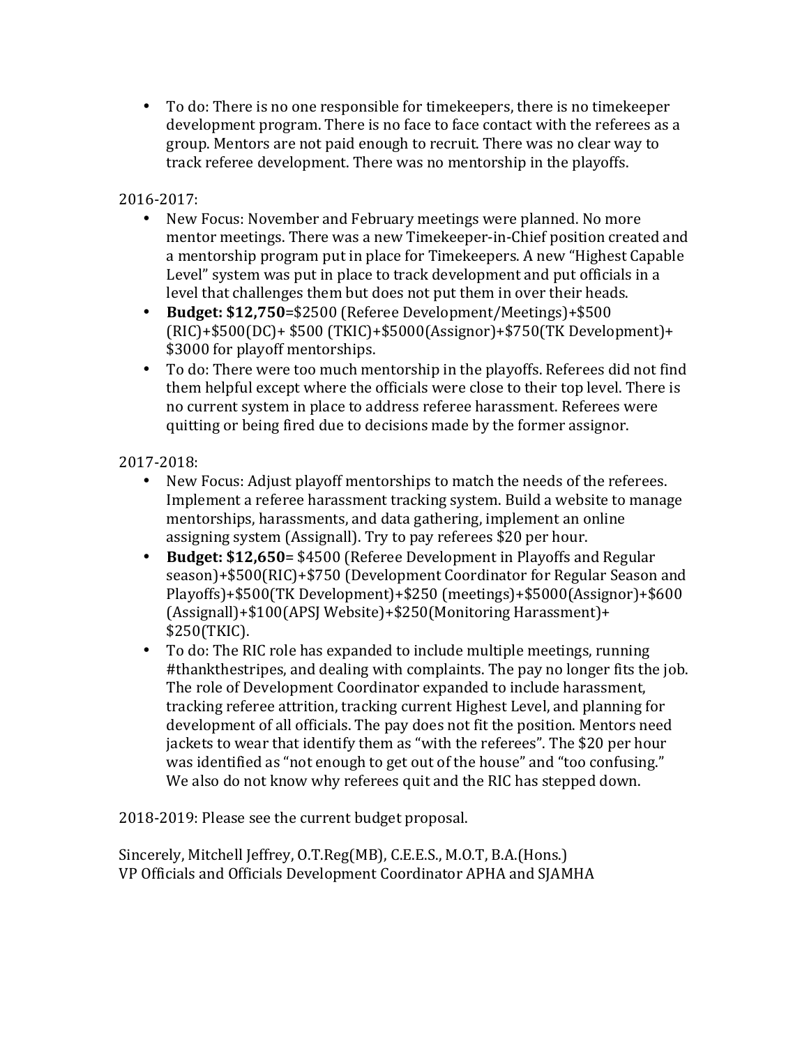- To do: There is no one responsible for timekeepers, there is no timekeeper development program. There is no face to face contact with the referees as a group. Mentors are not paid enough to recruit. There was no clear way to track referee development. There was no mentorship in the playoffs.

2016-2017:

- New Focus: November and February meetings were planned. No more mentor meetings. There was a new Timekeeper-in-Chief position created and a mentorship program put in place for Timekeepers. A new "Highest Capable Level" system was put in place to track development and put officials in a level that challenges them but does not put them in over their heads.
- **Budget: $12,750**=$2500 (Referee Development/Meetings)+$500 (RIC)+$500(DC)+ $500 (TKIC)+$5000(Assignor)+$750(TK Development)+ $3000 for playoff mentorships.
- To do: There were too much mentorship in the playoffs. Referees did not find them helpful except where the officials were close to their top level. There is no current system in place to address referee harassment. Referees were quitting or being fired due to decisions made by the former assignor.

2017-2018:

- New Focus: Adjust playoff mentorships to match the needs of the referees. Implement a referee harassment tracking system. Build a website to manage mentorships, harassments, and data gathering, implement an online assigning system (Assignall). Try to pay referees $20 per hour.
- **Budget: $12,650**= $4500 (Referee Development in Playoffs and Regular season)+$500(RIC)+$750 (Development Coordinator for Regular Season and Playoffs)+$500(TK Development)+$250 (meetings)+$5000(Assignor)+$600 (Assignall)+$100(APSJ Website)+$250(Monitoring Harassment)+ $250(TKIC).
- To do: The RIC role has expanded to include multiple meetings, running #thankthestripes, and dealing with complaints. The pay no longer fits the job. The role of Development Coordinator expanded to include harassment, tracking referee attrition, tracking current Highest Level, and planning for development of all officials. The pay does not fit the position. Mentors need jackets to wear that identify them as "with the referees". The $20 per hour was identified as "not enough to get out of the house" and "too confusing." We also do not know why referees quit and the RIC has stepped down.

2018-2019: Please see the current budget proposal.

Sincerely, Mitchell Jeffrey, O.T.Reg(MB), C.E.E.S., M.O.T, B.A.(Hons.)
VP Officials and Officials Development Coordinator APHA and SJAMHA